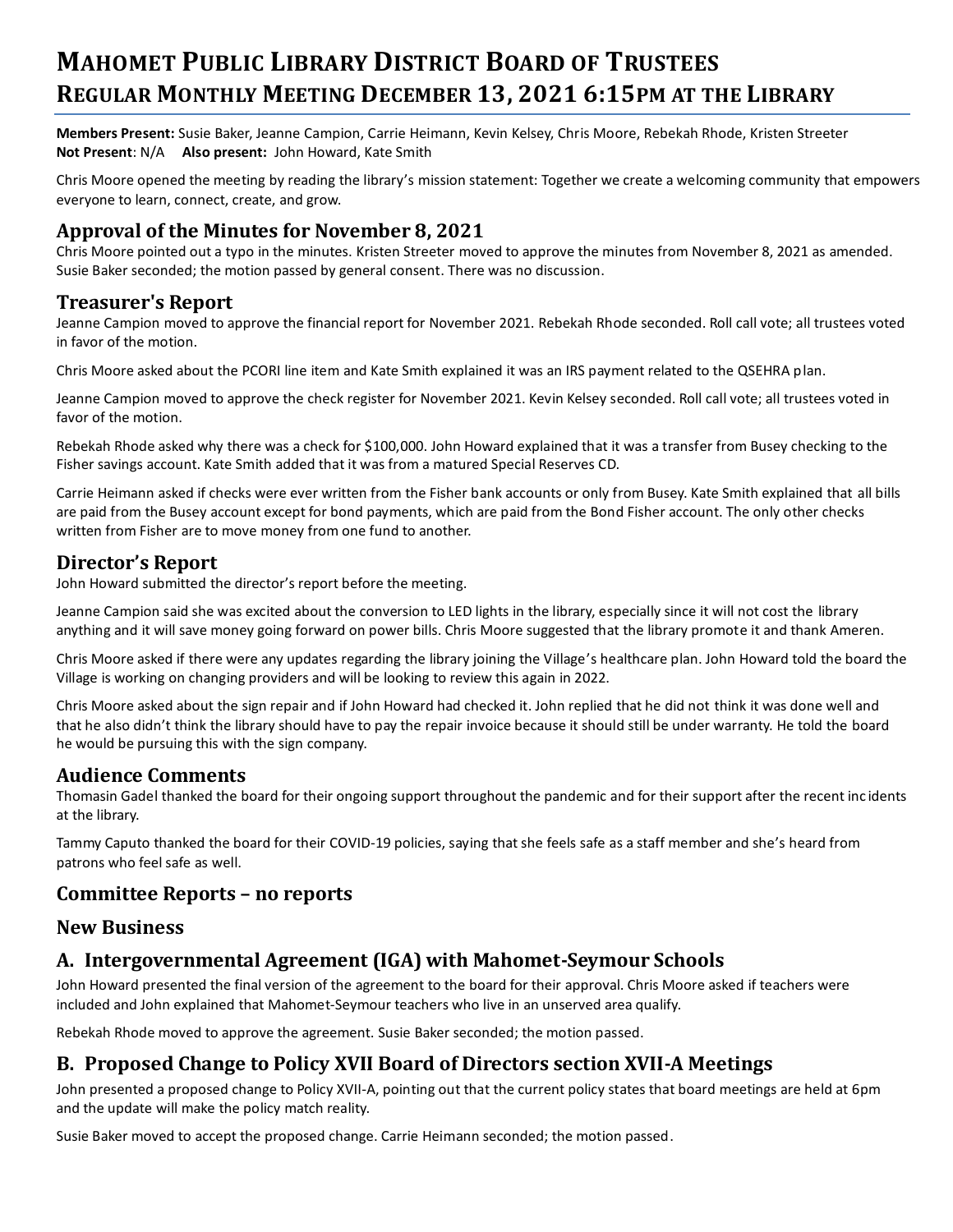# Mahomet Public Library District Board of Trustees
# Regular Monthly Meeting December 13, 2021 6:15pm at the Library

**Members Present:** Susie Baker, Jeanne Campion, Carrie Heimann, Kevin Kelsey, Chris Moore, Rebekah Rhode, Kristen Streeter
**Not Present**: N/A **Also present:** John Howard, Kate Smith

Chris Moore opened the meeting by reading the library's mission statement: Together we create a welcoming community that empowers everyone to learn, connect, create, and grow.

## Approval of the Minutes for November 8, 2021

Chris Moore pointed out a typo in the minutes. Kristen Streeter moved to approve the minutes from November 8, 2021 as amended. Susie Baker seconded; the motion passed by general consent. There was no discussion.

## Treasurer's Report

Jeanne Campion moved to approve the financial report for November 2021. Rebekah Rhode seconded. Roll call vote; all trustees voted in favor of the motion.

Chris Moore asked about the PCORI line item and Kate Smith explained it was an IRS payment related to the QSEHRA plan.

Jeanne Campion moved to approve the check register for November 2021. Kevin Kelsey seconded. Roll call vote; all trustees voted in favor of the motion.

Rebekah Rhode asked why there was a check for $100,000. John Howard explained that it was a transfer from Busey checking to the Fisher savings account. Kate Smith added that it was from a matured Special Reserves CD.

Carrie Heimann asked if checks were ever written from the Fisher bank accounts or only from Busey. Kate Smith explained that all bills are paid from the Busey account except for bond payments, which are paid from the Bond Fisher account. The only other checks written from Fisher are to move money from one fund to another.

## Director's Report

John Howard submitted the director's report before the meeting.

Jeanne Campion said she was excited about the conversion to LED lights in the library, especially since it will not cost the library anything and it will save money going forward on power bills. Chris Moore suggested that the library promote it and thank Ameren.

Chris Moore asked if there were any updates regarding the library joining the Village's healthcare plan. John Howard told the board the Village is working on changing providers and will be looking to review this again in 2022.

Chris Moore asked about the sign repair and if John Howard had checked it. John replied that he did not think it was done well and that he also didn't think the library should have to pay the repair invoice because it should still be under warranty. He told the board he would be pursuing this with the sign company.

## Audience Comments

Thomasin Gadel thanked the board for their ongoing support throughout the pandemic and for their support after the recent incidents at the library.

Tammy Caputo thanked the board for their COVID-19 policies, saying that she feels safe as a staff member and she's heard from patrons who feel safe as well.

## Committee Reports – no reports

## New Business

## A. Intergovernmental Agreement (IGA) with Mahomet-Seymour Schools

John Howard presented the final version of the agreement to the board for their approval. Chris Moore asked if teachers were included and John explained that Mahomet-Seymour teachers who live in an unserved area qualify.

Rebekah Rhode moved to approve the agreement. Susie Baker seconded; the motion passed.

## B. Proposed Change to Policy XVII Board of Directors section XVII-A Meetings

John presented a proposed change to Policy XVII-A, pointing out that the current policy states that board meetings are held at 6pm and the update will make the policy match reality.

Susie Baker moved to accept the proposed change. Carrie Heimann seconded; the motion passed.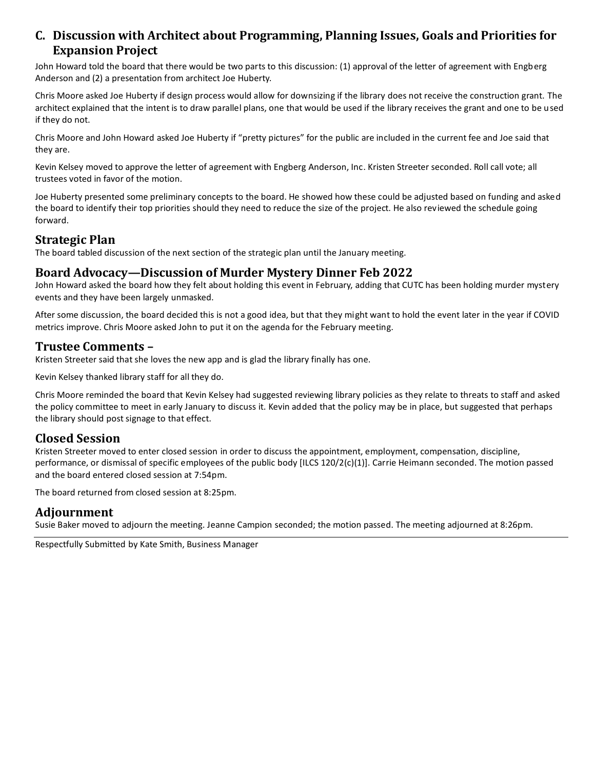## C. Discussion with Architect about Programming, Planning Issues, Goals and Priorities for Expansion Project

John Howard told the board that there would be two parts to this discussion: (1) approval of the letter of agreement with Engberg Anderson and (2) a presentation from architect Joe Huberty.

Chris Moore asked Joe Huberty if design process would allow for downsizing if the library does not receive the construction grant. The architect explained that the intent is to draw parallel plans, one that would be used if the library receives the grant and one to be used if they do not.

Chris Moore and John Howard asked Joe Huberty if "pretty pictures" for the public are included in the current fee and Joe said that they are.

Kevin Kelsey moved to approve the letter of agreement with Engberg Anderson, Inc. Kristen Streeter seconded. Roll call vote; all trustees voted in favor of the motion.

Joe Huberty presented some preliminary concepts to the board. He showed how these could be adjusted based on funding and asked the board to identify their top priorities should they need to reduce the size of the project. He also reviewed the schedule going forward.

## Strategic Plan

The board tabled discussion of the next section of the strategic plan until the January meeting.

## Board Advocacy—Discussion of Murder Mystery Dinner Feb 2022

John Howard asked the board how they felt about holding this event in February, adding that CUTC has been holding murder mystery events and they have been largely unmasked.

After some discussion, the board decided this is not a good idea, but that they might want to hold the event later in the year if COVID metrics improve. Chris Moore asked John to put it on the agenda for the February meeting.

## Trustee Comments –

Kristen Streeter said that she loves the new app and is glad the library finally has one.

Kevin Kelsey thanked library staff for all they do.

Chris Moore reminded the board that Kevin Kelsey had suggested reviewing library policies as they relate to threats to staff and asked the policy committee to meet in early January to discuss it. Kevin added that the policy may be in place, but suggested that perhaps the library should post signage to that effect.

## Closed Session

Kristen Streeter moved to enter closed session in order to discuss the appointment, employment, compensation, discipline, performance, or dismissal of specific employees of the public body [ILCS 120/2(c)(1)]. Carrie Heimann seconded. The motion passed and the board entered closed session at 7:54pm.

The board returned from closed session at 8:25pm.

## Adjournment

Susie Baker moved to adjourn the meeting. Jeanne Campion seconded; the motion passed. The meeting adjourned at 8:26pm.

---

Respectfully Submitted by Kate Smith, Business Manager